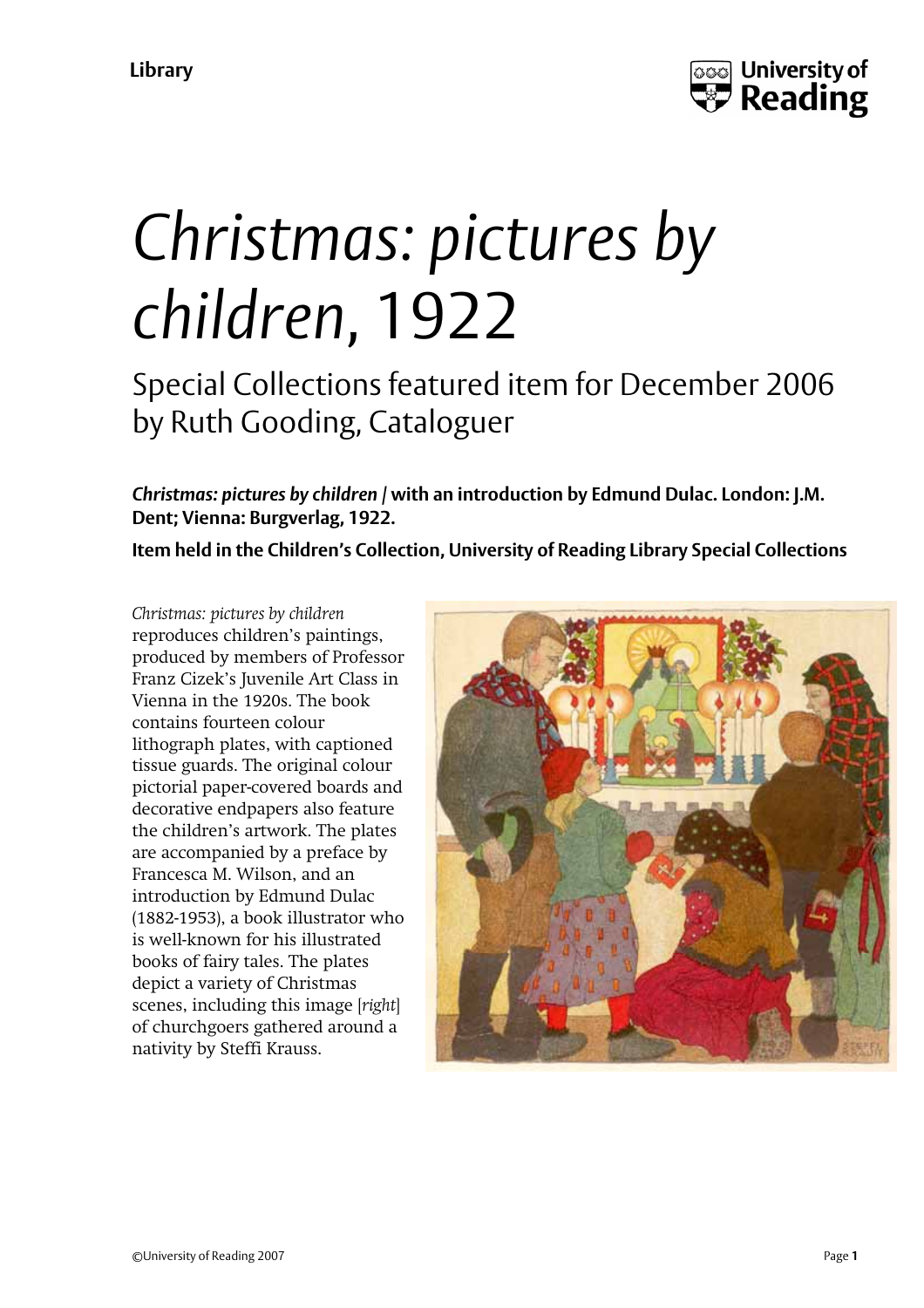Library

# *Christmas: pictures by children*, 1922

## Special Collections featured item for December 2006 by Ruth Gooding, Cataloguer

***Christmas: pictures by children* / with an introduction by Edmund Dulac. London: J.M. Dent; Vienna: Burgverlag, 1922.**

**Item held in the Children's Collection, University of Reading Library Special Collections**

*Christmas: pictures by children* reproduces children's paintings, produced by members of Professor Franz Cizek's Juvenile Art Class in Vienna in the 1920s. The book contains fourteen colour lithograph plates, with captioned tissue guards. The original colour pictorial paper-covered boards and decorative endpapers also feature the children's artwork. The plates are accompanied by a preface by Francesca M. Wilson, and an introduction by Edmund Dulac (1882-1953), a book illustrator who is well-known for his illustrated books of fairy tales. The plates depict a variety of Christmas scenes, including this image [*right*] of churchgoers gathered around a nativity by Steffi Krauss.

©University of Reading 2007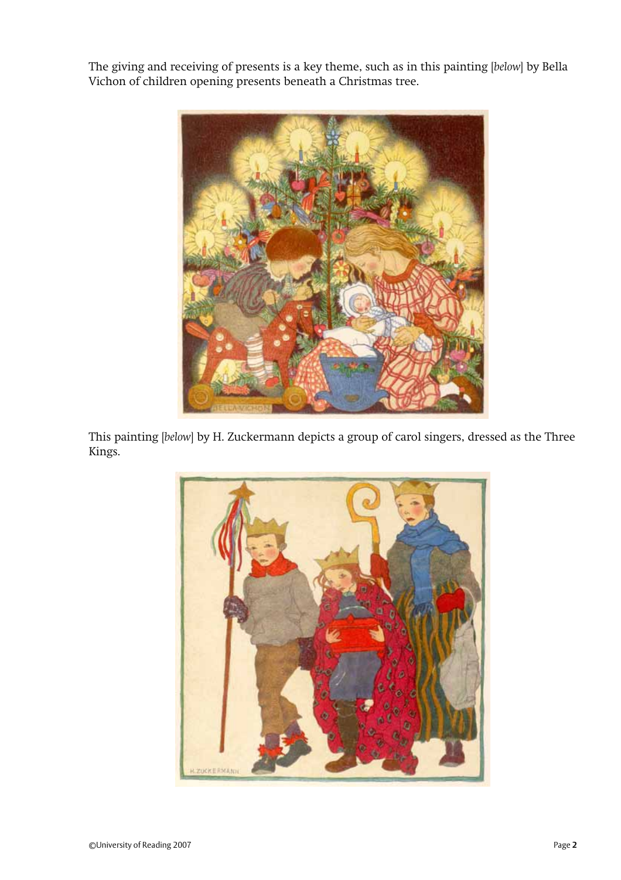The giving and receiving of presents is a key theme, such as in this painting [*below*] by Bella Vichon of children opening presents beneath a Christmas tree.

This painting [*below*] by H. Zuckermann depicts a group of carol singers, dressed as the Three Kings.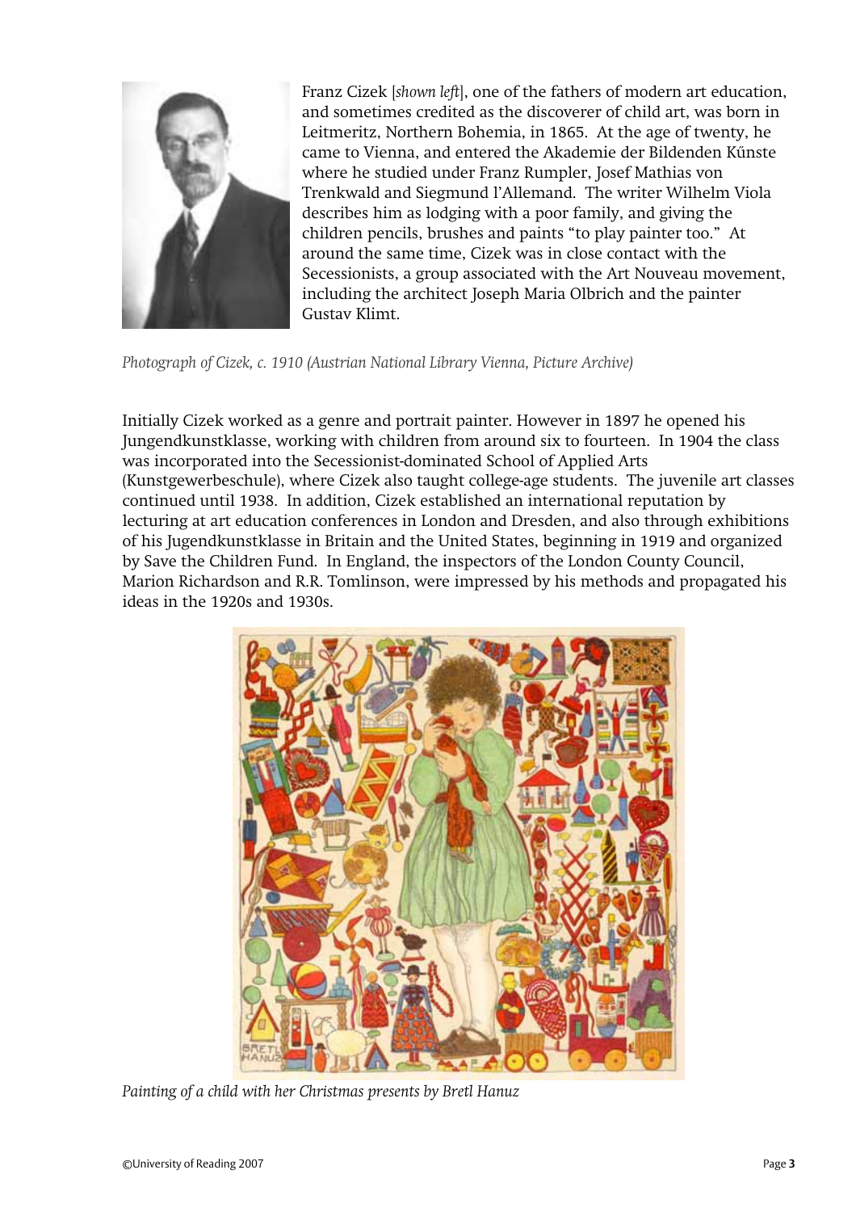Franz Cizek [*shown left*], one of the fathers of modern art education, and sometimes credited as the discoverer of child art, was born in Leitmeritz, Northern Bohemia, in 1865. At the age of twenty, he came to Vienna, and entered the Akademie der Bildenden Kűnste where he studied under Franz Rumpler, Josef Mathias von Trenkwald and Siegmund l'Allemand. The writer Wilhelm Viola describes him as lodging with a poor family, and giving the children pencils, brushes and paints "to play painter too." At around the same time, Cizek was in close contact with the Secessionists, a group associated with the Art Nouveau movement, including the architect Joseph Maria Olbrich and the painter Gustav Klimt.

*Photograph of Cizek, c. 1910 (Austrian National Library Vienna, Picture Archive)*

Initially Cizek worked as a genre and portrait painter. However in 1897 he opened his Jungendkunstklasse, working with children from around six to fourteen. In 1904 the class was incorporated into the Secessionist-dominated School of Applied Arts (Kunstgewerbeschule), where Cizek also taught college-age students. The juvenile art classes continued until 1938. In addition, Cizek established an international reputation by lecturing at art education conferences in London and Dresden, and also through exhibitions of his Jugendkunstklasse in Britain and the United States, beginning in 1919 and organized by Save the Children Fund. In England, the inspectors of the London County Council, Marion Richardson and R.R. Tomlinson, were impressed by his methods and propagated his ideas in the 1920s and 1930s.

*Painting of a child with her Christmas presents by Bretl Hanuz*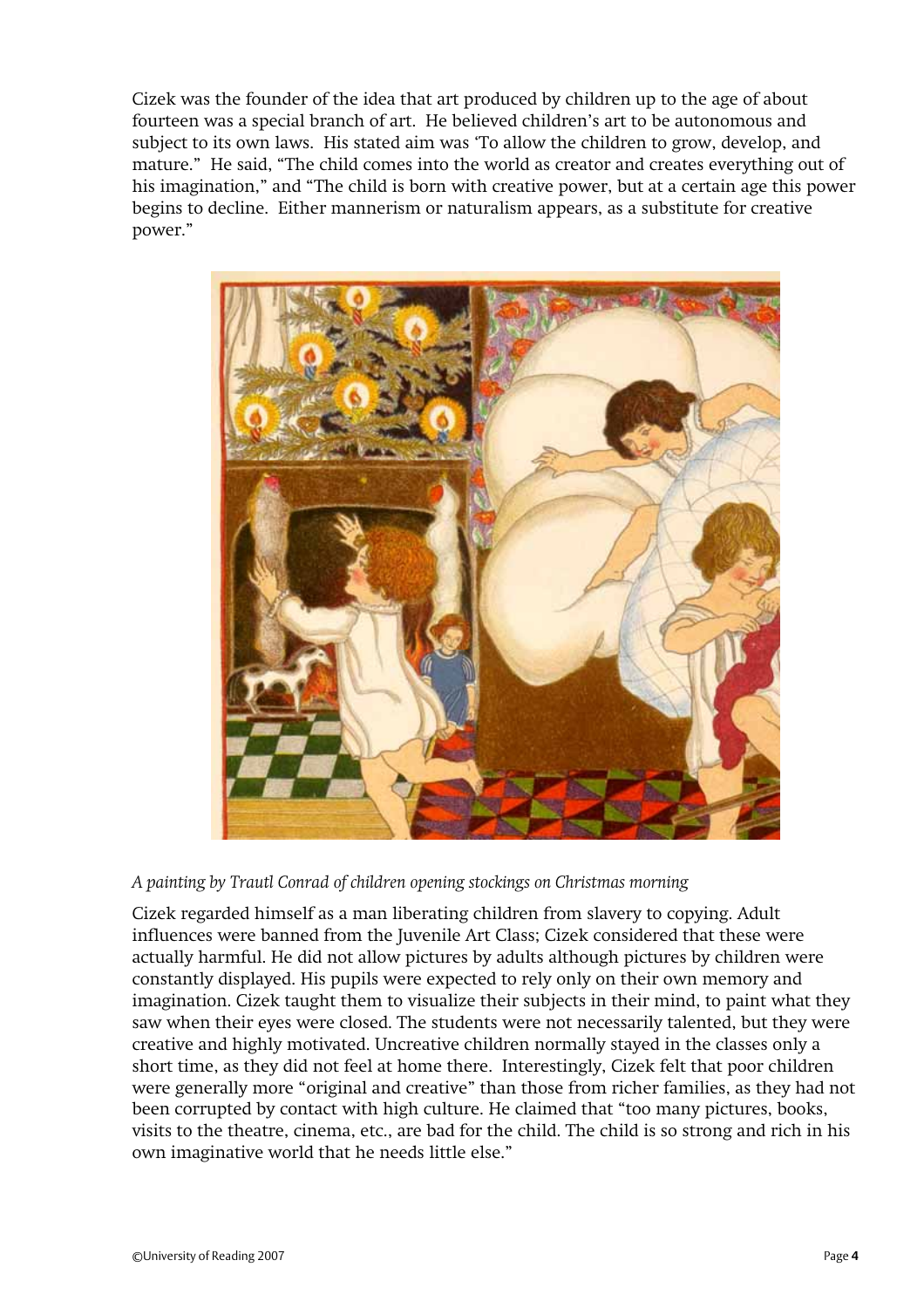Cizek was the founder of the idea that art produced by children up to the age of about fourteen was a special branch of art. He believed children's art to be autonomous and subject to its own laws. His stated aim was 'To allow the children to grow, develop, and mature." He said, "The child comes into the world as creator and creates everything out of his imagination," and "The child is born with creative power, but at a certain age this power begins to decline. Either mannerism or naturalism appears, as a substitute for creative power."

*A painting by Trautl Conrad of children opening stockings on Christmas morning*

Cizek regarded himself as a man liberating children from slavery to copying. Adult influences were banned from the Juvenile Art Class; Cizek considered that these were actually harmful. He did not allow pictures by adults although pictures by children were constantly displayed. His pupils were expected to rely only on their own memory and imagination. Cizek taught them to visualize their subjects in their mind, to paint what they saw when their eyes were closed. The students were not necessarily talented, but they were creative and highly motivated. Uncreative children normally stayed in the classes only a short time, as they did not feel at home there. Interestingly, Cizek felt that poor children were generally more "original and creative" than those from richer families, as they had not been corrupted by contact with high culture. He claimed that "too many pictures, books, visits to the theatre, cinema, etc., are bad for the child. The child is so strong and rich in his own imaginative world that he needs little else."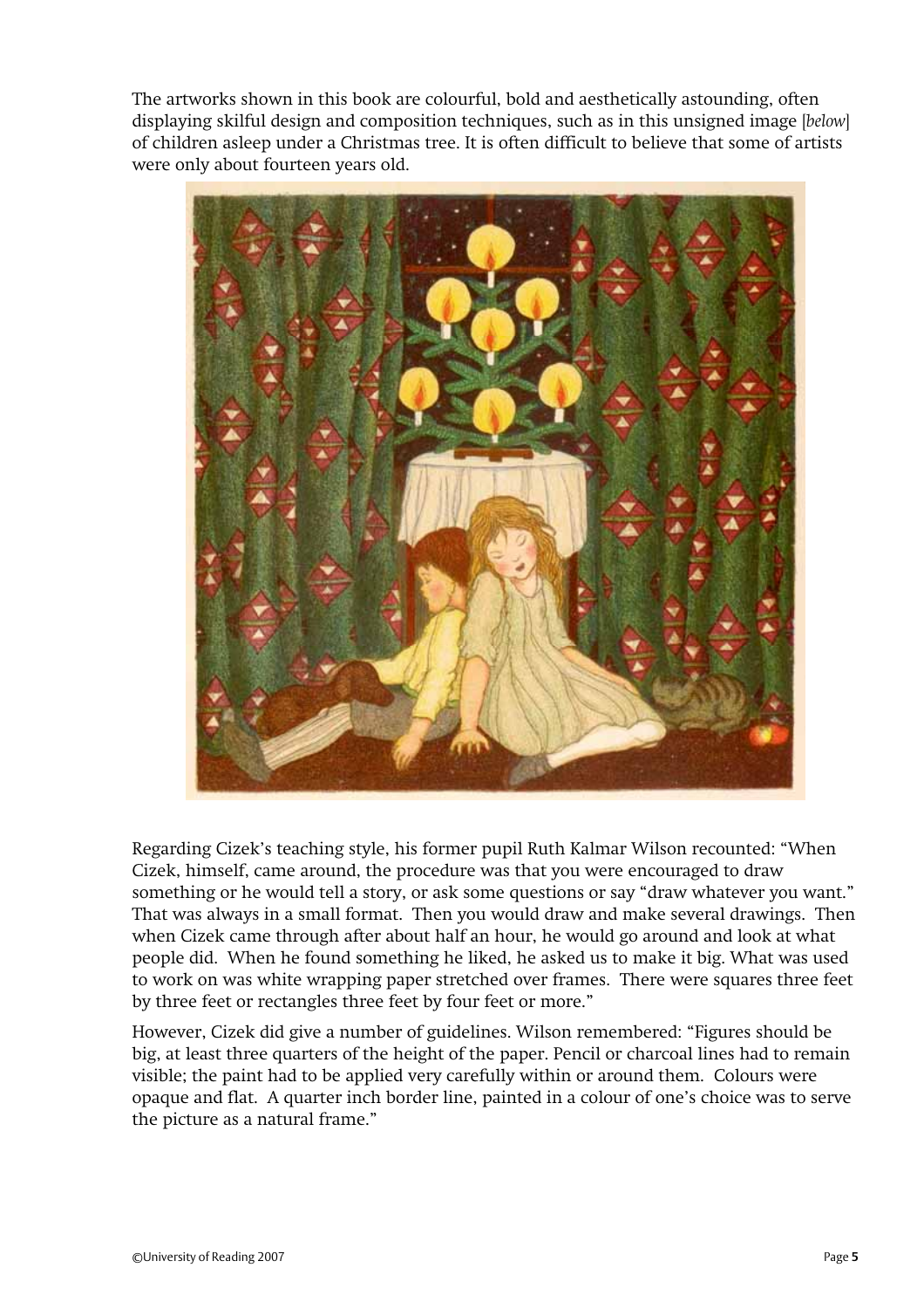The artworks shown in this book are colourful, bold and aesthetically astounding, often displaying skilful design and composition techniques, such as in this unsigned image [*below*] of children asleep under a Christmas tree. It is often difficult to believe that some of artists were only about fourteen years old.

Regarding Cizek's teaching style, his former pupil Ruth Kalmar Wilson recounted: "When Cizek, himself, came around, the procedure was that you were encouraged to draw something or he would tell a story, or ask some questions or say "draw whatever you want." That was always in a small format. Then you would draw and make several drawings. Then when Cizek came through after about half an hour, he would go around and look at what people did. When he found something he liked, he asked us to make it big. What was used to work on was white wrapping paper stretched over frames. There were squares three feet by three feet or rectangles three feet by four feet or more."

However, Cizek did give a number of guidelines. Wilson remembered: "Figures should be big, at least three quarters of the height of the paper. Pencil or charcoal lines had to remain visible; the paint had to be applied very carefully within or around them. Colours were opaque and flat. A quarter inch border line, painted in a colour of one's choice was to serve the picture as a natural frame."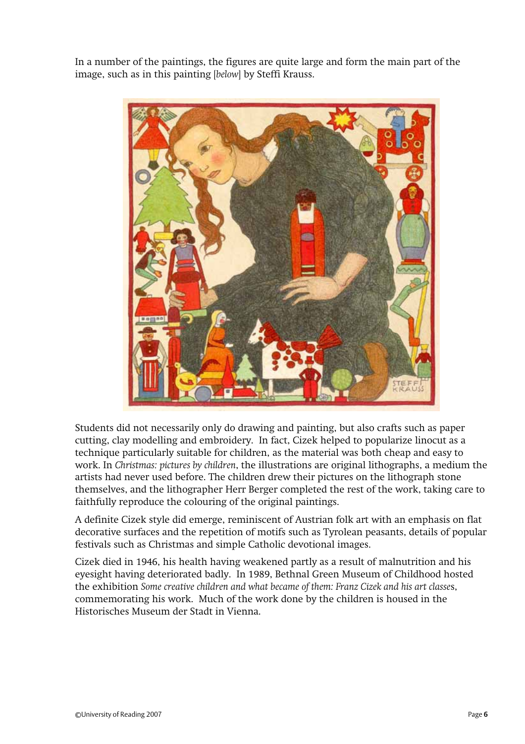In a number of the paintings, the figures are quite large and form the main part of the image, such as in this painting [*below*] by Steffi Krauss.

Students did not necessarily only do drawing and painting, but also crafts such as paper cutting, clay modelling and embroidery. In fact, Cizek helped to popularize linocut as a technique particularly suitable for children, as the material was both cheap and easy to work. In *Christmas: pictures by children*, the illustrations are original lithographs, a medium the artists had never used before. The children drew their pictures on the lithograph stone themselves, and the lithographer Herr Berger completed the rest of the work, taking care to faithfully reproduce the colouring of the original paintings.

A definite Cizek style did emerge, reminiscent of Austrian folk art with an emphasis on flat decorative surfaces and the repetition of motifs such as Tyrolean peasants, details of popular festivals such as Christmas and simple Catholic devotional images.

Cizek died in 1946, his health having weakened partly as a result of malnutrition and his eyesight having deteriorated badly. In 1989, Bethnal Green Museum of Childhood hosted the exhibition *Some creative children and what became of them: Franz Cizek and his art classes*, commemorating his work. Much of the work done by the children is housed in the Historisches Museum der Stadt in Vienna.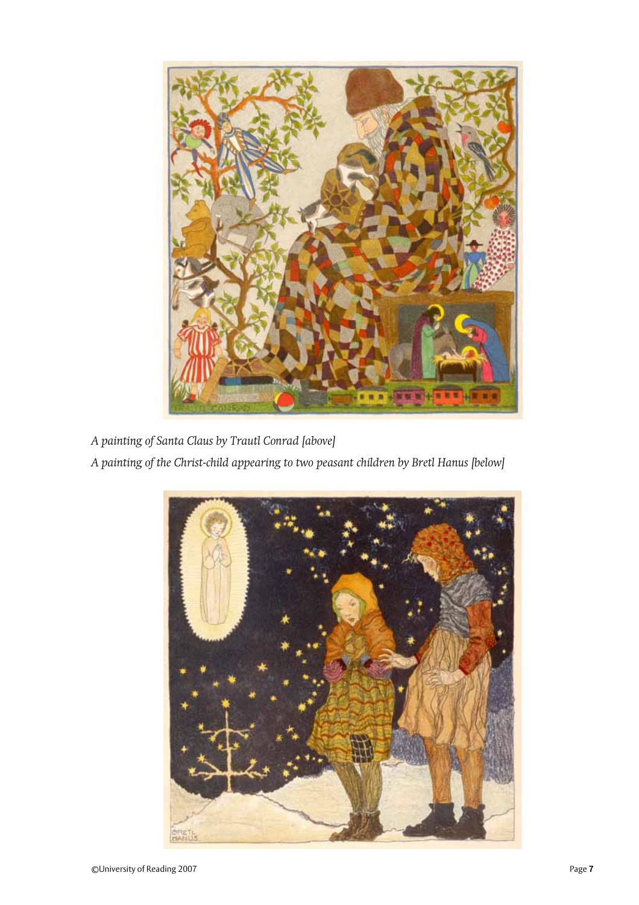*A painting of Santa Claus by Trautl Conrad [above]*

*A painting of the Christ-child appearing to two peasant children by Bretl Hanus [below]*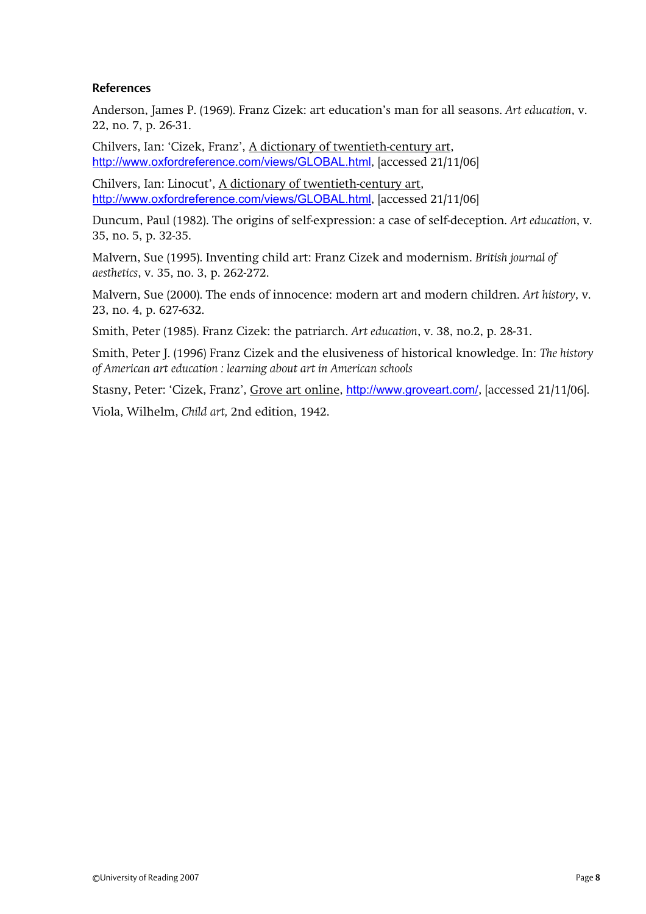**References**

Anderson, James P. (1969). Franz Cizek: art education's man for all seasons. *Art education*, v. 22, no. 7, p. 26-31.

Chilvers, Ian: 'Cizek, Franz', A dictionary of twentieth-century art, http://www.oxfordreference.com/views/GLOBAL.html, [accessed 21/11/06]

Chilvers, Ian: Linocut', A dictionary of twentieth-century art, http://www.oxfordreference.com/views/GLOBAL.html, [accessed 21/11/06]

Duncum, Paul (1982). The origins of self-expression: a case of self-deception. *Art education*, v. 35, no. 5, p. 32-35.

Malvern, Sue (1995). Inventing child art: Franz Cizek and modernism. *British journal of aesthetics*, v. 35, no. 3, p. 262-272.

Malvern, Sue (2000). The ends of innocence: modern art and modern children. *Art history*, v. 23, no. 4, p. 627-632.

Smith, Peter (1985). Franz Cizek: the patriarch. *Art education*, v. 38, no.2, p. 28-31.

Smith, Peter J. (1996) Franz Cizek and the elusiveness of historical knowledge. In: *The history of American art education : learning about art in American schools*

Stasny, Peter: 'Cizek, Franz', Grove art online, http://www.groveart.com/, [accessed 21/11/06].

Viola, Wilhelm, *Child art,* 2nd edition, 1942.